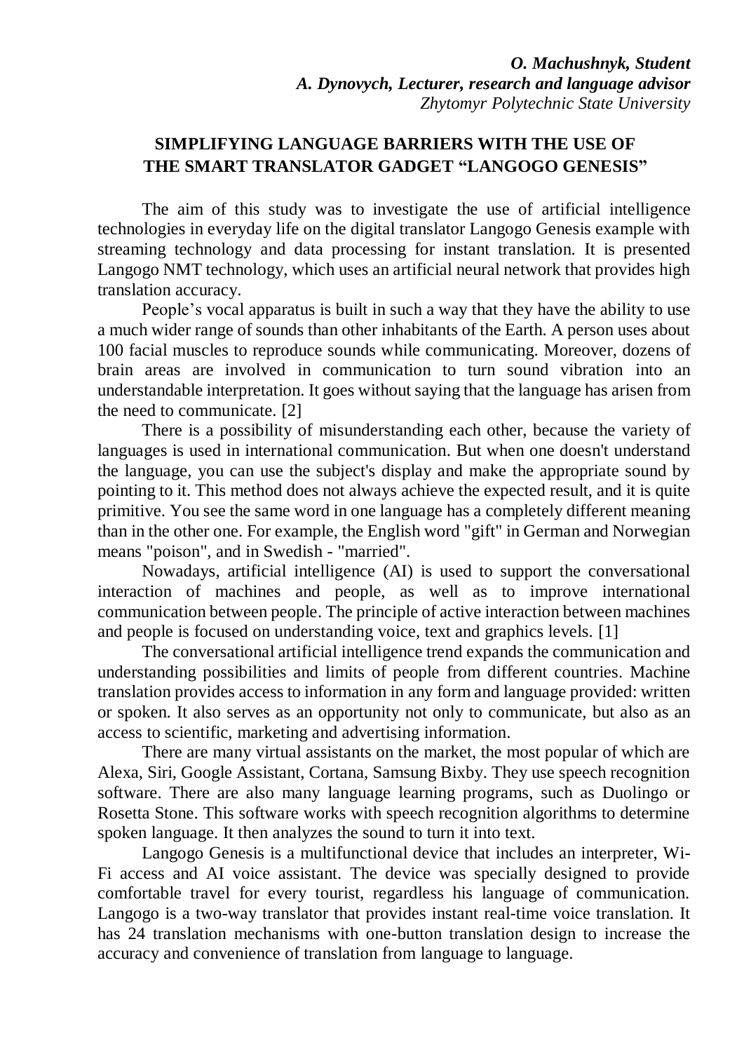***O. Machushnyk, Student***
***A. Dynovych, Lecturer, research and language advisor***
*Zhytomyr Polytechnic State University*

# SIMPLIFYING LANGUAGE BARRIERS WITH THE USE OF THE SMART TRANSLATOR GADGET "LANGOGO GENESIS"

The aim of this study was to investigate the use of artificial intelligence technologies in everyday life on the digital translator Langogo Genesis example with streaming technology and data processing for instant translation. It is presented Langogo NMT technology, which uses an artificial neural network that provides high translation accuracy.

People's vocal apparatus is built in such a way that they have the ability to use a much wider range of sounds than other inhabitants of the Earth. A person uses about 100 facial muscles to reproduce sounds while communicating. Moreover, dozens of brain areas are involved in communication to turn sound vibration into an understandable interpretation. It goes without saying that the language has arisen from the need to communicate. [2]

There is a possibility of misunderstanding each other, because the variety of languages is used in international communication. But when one doesn't understand the language, you can use the subject's display and make the appropriate sound by pointing to it. This method does not always achieve the expected result, and it is quite primitive. You see the same word in one language has a completely different meaning than in the other one. For example, the English word "gift" in German and Norwegian means "poison", and in Swedish - "married".

Nowadays, artificial intelligence (AI) is used to support the conversational interaction of machines and people, as well as to improve international communication between people. The principle of active interaction between machines and people is focused on understanding voice, text and graphics levels. [1]

The conversational artificial intelligence trend expands the communication and understanding possibilities and limits of people from different countries. Machine translation provides access to information in any form and language provided: written or spoken. It also serves as an opportunity not only to communicate, but also as an access to scientific, marketing and advertising information.

There are many virtual assistants on the market, the most popular of which are Alexa, Siri, Google Assistant, Cortana, Samsung Bixby. They use speech recognition software. There are also many language learning programs, such as Duolingo or Rosetta Stone. This software works with speech recognition algorithms to determine spoken language. It then analyzes the sound to turn it into text.

Langogo Genesis is a multifunctional device that includes an interpreter, Wi-Fi access and AI voice assistant. The device was specially designed to provide comfortable travel for every tourist, regardless his language of communication. Langogo is a two-way translator that provides instant real-time voice translation. It has 24 translation mechanisms with one-button translation design to increase the accuracy and convenience of translation from language to language.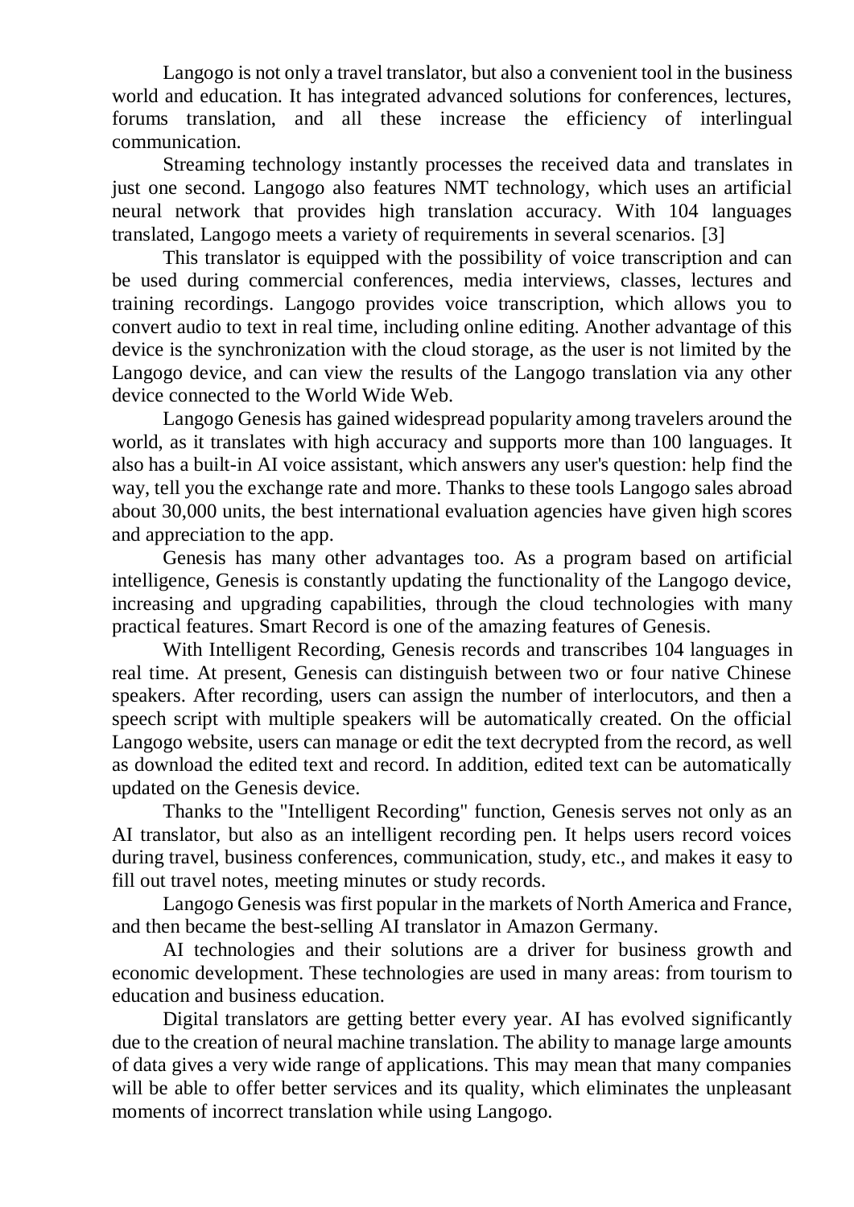Langogo is not only a travel translator, but also a convenient tool in the business world and education. It has integrated advanced solutions for conferences, lectures, forums translation, and all these increase the efficiency of interlingual communication.

Streaming technology instantly processes the received data and translates in just one second. Langogo also features NMT technology, which uses an artificial neural network that provides high translation accuracy. With 104 languages translated, Langogo meets a variety of requirements in several scenarios. [3]

This translator is equipped with the possibility of voice transcription and can be used during commercial conferences, media interviews, classes, lectures and training recordings. Langogo provides voice transcription, which allows you to convert audio to text in real time, including online editing. Another advantage of this device is the synchronization with the cloud storage, as the user is not limited by the Langogo device, and can view the results of the Langogo translation via any other device connected to the World Wide Web.

Langogo Genesis has gained widespread popularity among travelers around the world, as it translates with high accuracy and supports more than 100 languages. It also has a built-in AI voice assistant, which answers any user's question: help find the way, tell you the exchange rate and more. Thanks to these tools Langogo sales abroad about 30,000 units, the best international evaluation agencies have given high scores and appreciation to the app.

Genesis has many other advantages too. As a program based on artificial intelligence, Genesis is constantly updating the functionality of the Langogo device, increasing and upgrading capabilities, through the cloud technologies with many practical features. Smart Record is one of the amazing features of Genesis.

With Intelligent Recording, Genesis records and transcribes 104 languages in real time. At present, Genesis can distinguish between two or four native Chinese speakers. After recording, users can assign the number of interlocutors, and then a speech script with multiple speakers will be automatically created. On the official Langogo website, users can manage or edit the text decrypted from the record, as well as download the edited text and record. In addition, edited text can be automatically updated on the Genesis device.

Thanks to the "Intelligent Recording" function, Genesis serves not only as an AI translator, but also as an intelligent recording pen. It helps users record voices during travel, business conferences, communication, study, etc., and makes it easy to fill out travel notes, meeting minutes or study records.

Langogo Genesis was first popular in the markets of North America and France, and then became the best-selling AI translator in Amazon Germany.

AI technologies and their solutions are a driver for business growth and economic development. These technologies are used in many areas: from tourism to education and business education.

Digital translators are getting better every year. AI has evolved significantly due to the creation of neural machine translation. The ability to manage large amounts of data gives a very wide range of applications. This may mean that many companies will be able to offer better services and its quality, which eliminates the unpleasant moments of incorrect translation while using Langogo.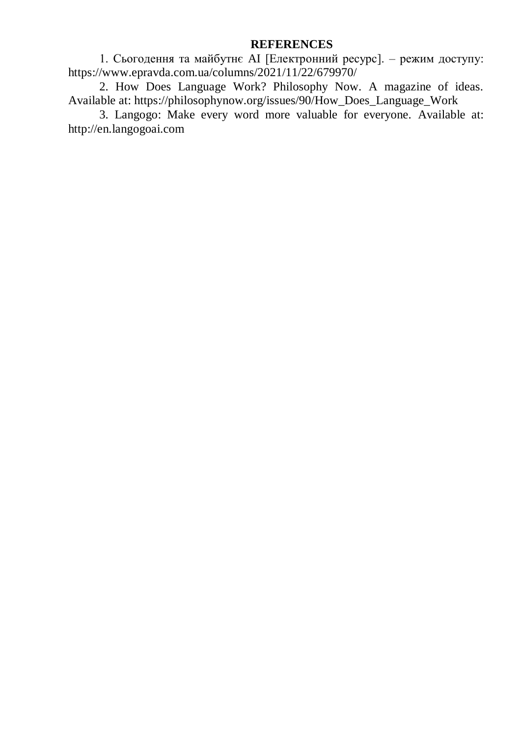**REFERENCES**

1. Сьогодення та майбутнє AI [Електронний ресурс]. – режим доступу: https://www.epravda.com.ua/columns/2021/11/22/679970/

2. How Does Language Work? Philosophy Now. A magazine of ideas. Available at: https://philosophynow.org/issues/90/How_Does_Language_Work

3. Langogo: Make every word more valuable for everyone. Available at: http://en.langogoai.com